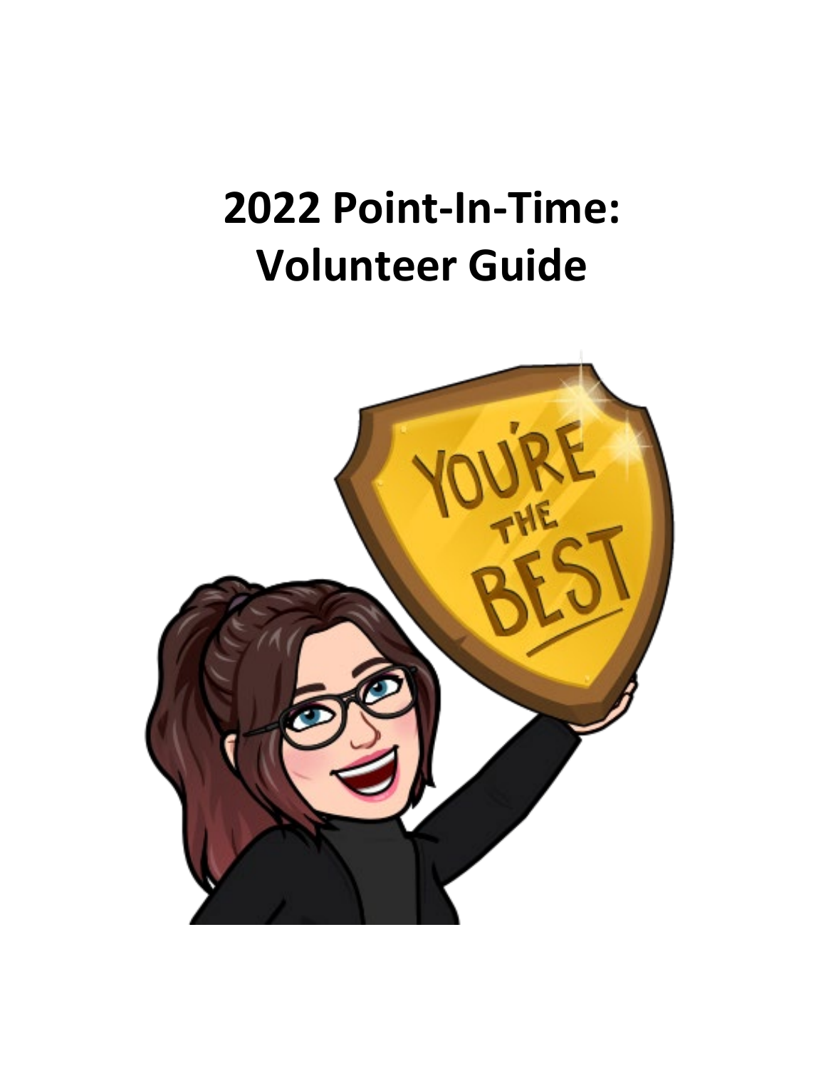# 2022 Point-In-Time: Volunteer Guide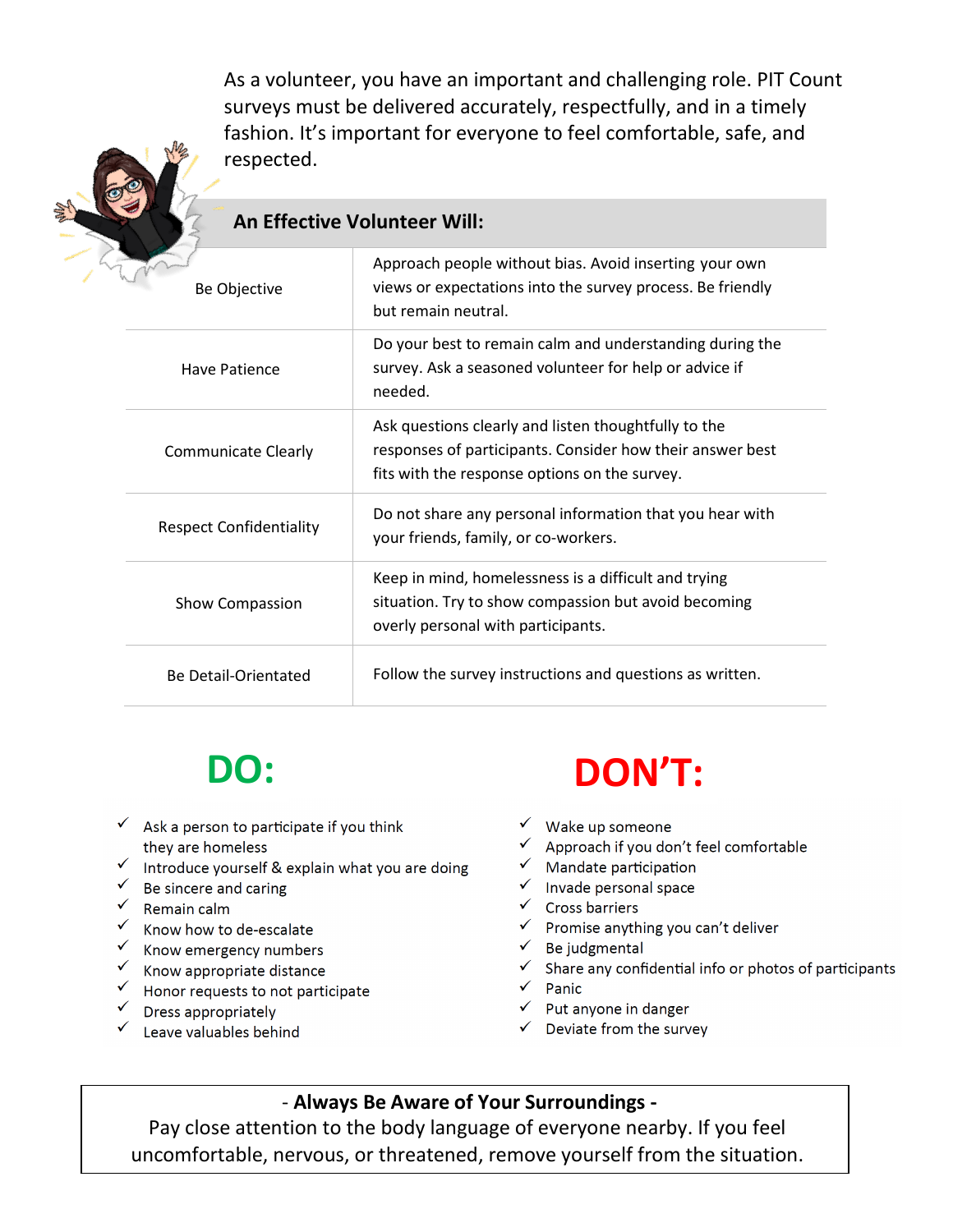As a volunteer, you have an important and challenging role. PIT Count surveys must be delivered accurately, respectfully, and in a timely fashion. It's important for everyone to feel comfortable, safe, and respected.

| An Effective Volunteer Will: | |
|---|---|
| Be Objective | Approach people without bias. Avoid inserting your own views or expectations into the survey process. Be friendly but remain neutral. |
| Have Patience | Do your best to remain calm and understanding during the survey. Ask a seasoned volunteer for help or advice if needed. |
| Communicate Clearly | Ask questions clearly and listen thoughtfully to the responses of participants. Consider how their answer best fits with the response options on the survey. |
| Respect Confidentiality | Do not share any personal information that you hear with your friends, family, or co-workers. |
| Show Compassion | Keep in mind, homelessness is a difficult and trying situation. Try to show compassion but avoid becoming overly personal with participants. |
| Be Detail-Orientated | Follow the survey instructions and questions as written. |

## DO:

- ✓ Ask a person to participate if you think they are homeless
- ✓ Introduce yourself & explain what you are doing
- ✓ Be sincere and caring
- ✓ Remain calm
- ✓ Know how to de-escalate
- ✓ Know emergency numbers
- ✓ Know appropriate distance
- ✓ Honor requests to not participate
- ✓ Dress appropriately
- ✓ Leave valuables behind

## DON'T:

- ✓ Wake up someone
- ✓ Approach if you don't feel comfortable
- ✓ Mandate participation
- ✓ Invade personal space
- ✓ Cross barriers
- ✓ Promise anything you can't deliver
- ✓ Be judgmental
- ✓ Share any confidential info or photos of participants
- ✓ Panic
- ✓ Put anyone in danger
- ✓ Deviate from the survey

- **Always Be Aware of Your Surroundings** -

Pay close attention to the body language of everyone nearby. If you feel uncomfortable, nervous, or threatened, remove yourself from the situation.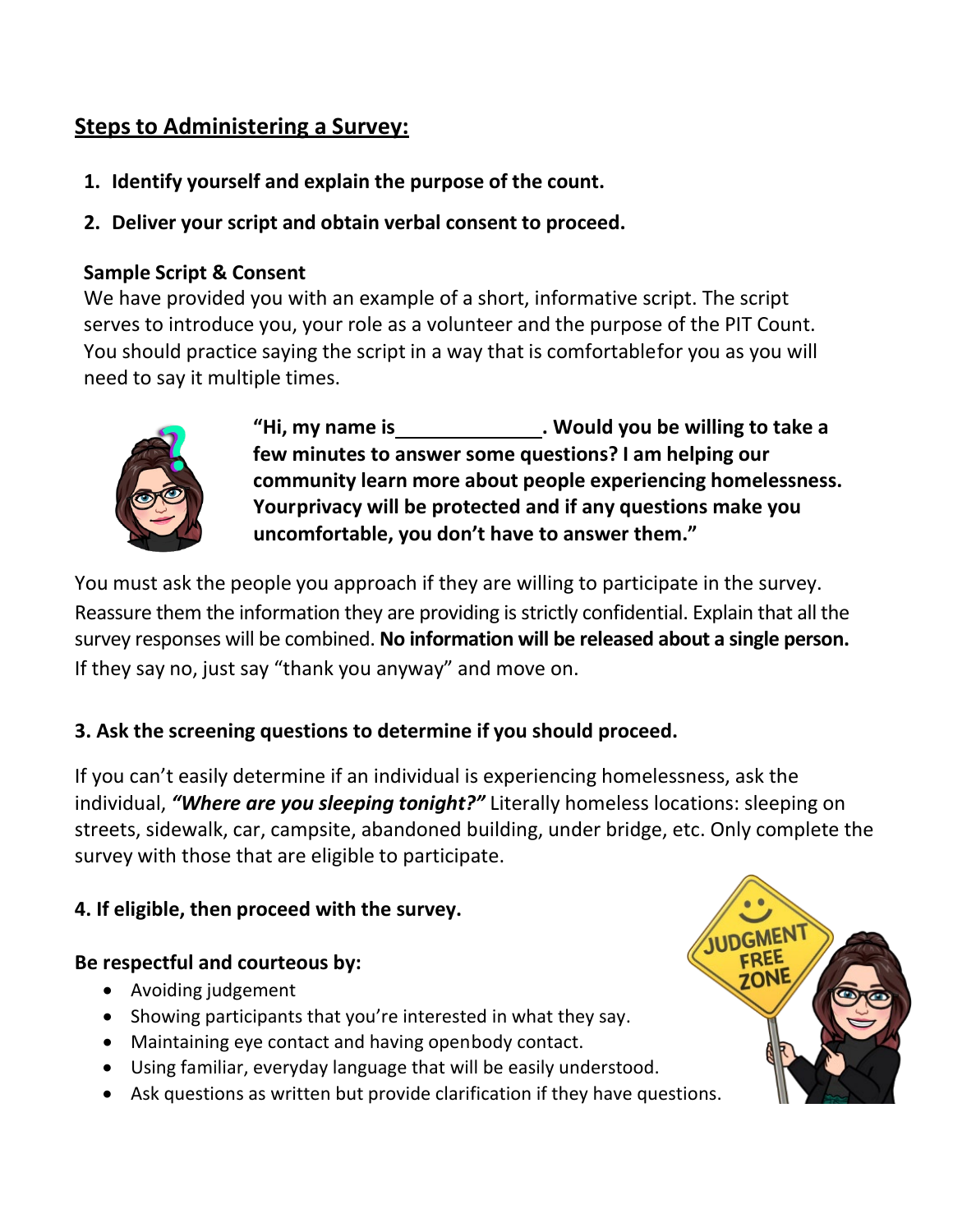## Steps to Administering a Survey:

1. **Identify yourself and explain the purpose of the count.**
2. **Deliver your script and obtain verbal consent to proceed.**

**Sample Script & Consent**

We have provided you with an example of a short, informative script. The script serves to introduce you, your role as a volunteer and the purpose of the PIT Count. You should practice saying the script in a way that is comfortablefor you as you will need to say it multiple times.

**"Hi, my name is \_\_\_\_\_\_\_\_\_\_\_\_\_\_. Would you be willing to take a few minutes to answer some questions? I am helping our community learn more about people experiencing homelessness. Yourprivacy will be protected and if any questions make you uncomfortable, you don't have to answer them."**

You must ask the people you approach if they are willing to participate in the survey. Reassure them the information they are providing is strictly confidential. Explain that all the survey responses will be combined. **No information will be released about a single person.** If they say no, just say "thank you anyway" and move on.

**3. Ask the screening questions to determine if you should proceed.**

If you can't easily determine if an individual is experiencing homelessness, ask the individual, ***"Where are you sleeping tonight?"*** Literally homeless locations: sleeping on streets, sidewalk, car, campsite, abandoned building, under bridge, etc. Only complete the survey with those that are eligible to participate.

**4. If eligible, then proceed with the survey.**

**Be respectful and courteous by:**

- Avoiding judgement
- Showing participants that you're interested in what they say.
- Maintaining eye contact and having openbody contact.
- Using familiar, everyday language that will be easily understood.
- Ask questions as written but provide clarification if they have questions.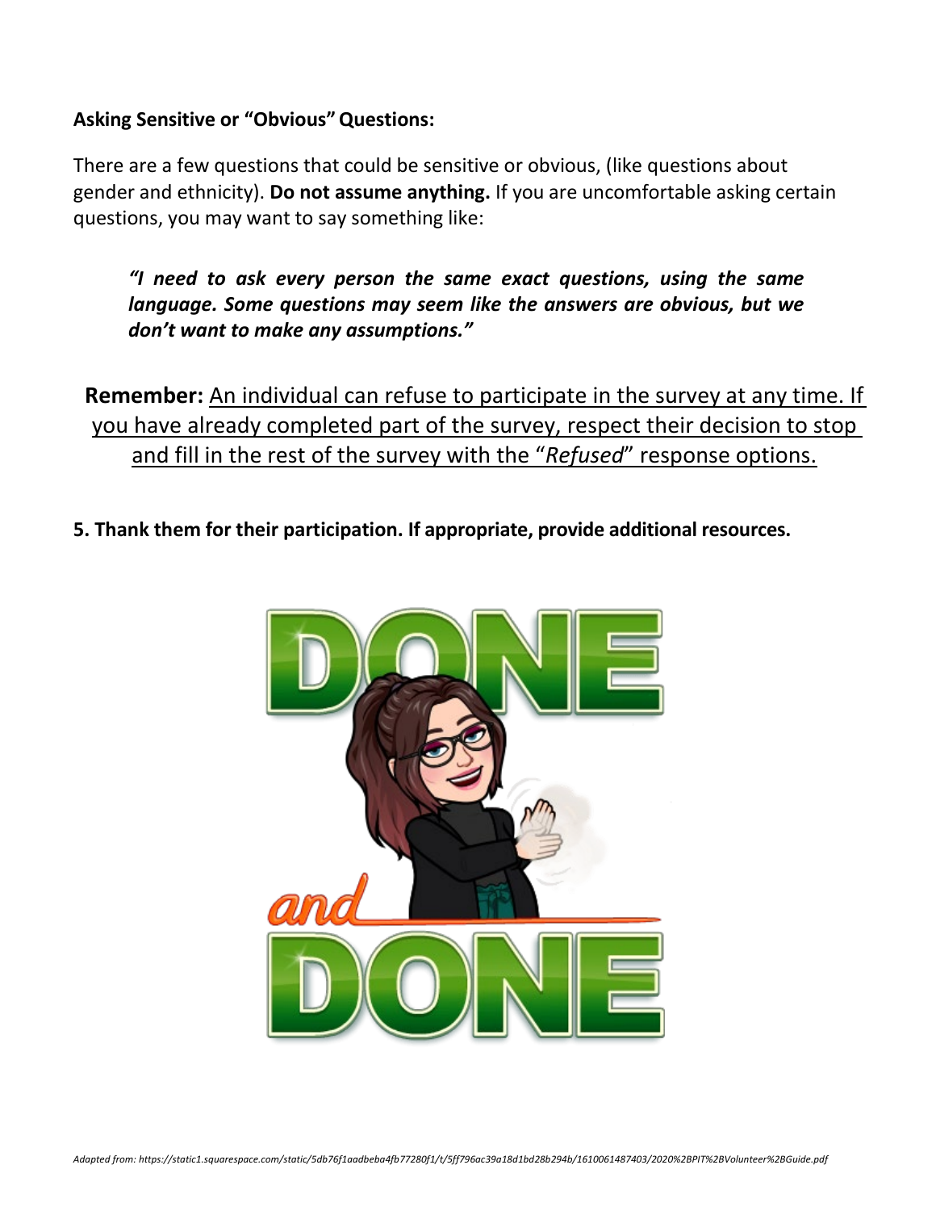**Asking Sensitive or "Obvious" Questions:**

There are a few questions that could be sensitive or obvious, (like questions about gender and ethnicity). **Do not assume anything.** If you are uncomfortable asking certain questions, you may want to say something like:

> ***"I need to ask every person the same exact questions, using the same language. Some questions may seem like the answers are obvious, but we don't want to make any assumptions."***

**Remember:** An individual can refuse to participate in the survey at any time. If you have already completed part of the survey, respect their decision to stop and fill in the rest of the survey with the "*Refused*" response options.

**5. Thank them for their participation. If appropriate, provide additional resources.**

*Adapted from: https://static1.squarespace.com/static/5db76f1aadbeba4fb77280f1/t/5ff796ac39a18d1bd28b294b/1610061487403/2020%2BPIT%2BVolunteer%2BGuide.pdf*